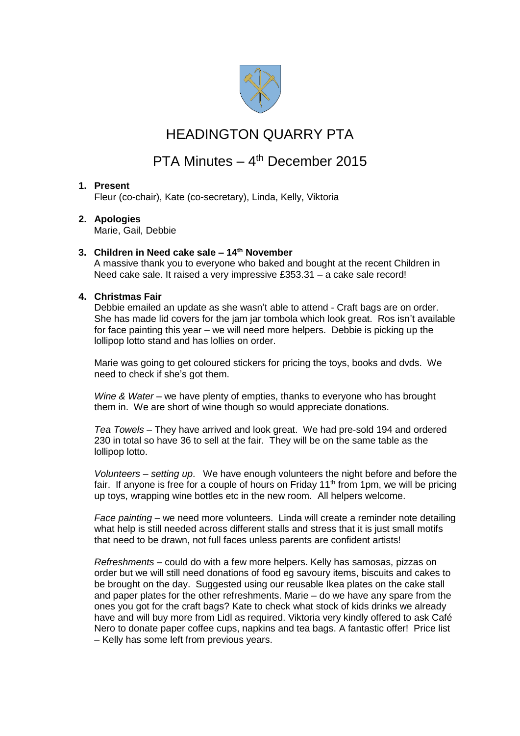# HEADINGTON QUARRY PTA

## PTA Minutes – 4th December 2015

1. **Present**
   Fleur (co-chair), Kate (co-secretary), Linda, Kelly, Viktoria

2. **Apologies**
   Marie, Gail, Debbie

3. **Children in Need cake sale – 14th November**
   A massive thank you to everyone who baked and bought at the recent Children in Need cake sale. It raised a very impressive £353.31 – a cake sale record!

4. **Christmas Fair**
   Debbie emailed an update as she wasn't able to attend - Craft bags are on order. She has made lid covers for the jam jar tombola which look great. Ros isn't available for face painting this year – we will need more helpers. Debbie is picking up the lollipop lotto stand and has lollies on order.

   Marie was going to get coloured stickers for pricing the toys, books and dvds. We need to check if she's got them.

   *Wine & Water* – we have plenty of empties, thanks to everyone who has brought them in. We are short of wine though so would appreciate donations.

   *Tea Towels* – They have arrived and look great. We had pre-sold 194 and ordered 230 in total so have 36 to sell at the fair. They will be on the same table as the lollipop lotto.

   *Volunteers – setting up*. We have enough volunteers the night before and before the fair. If anyone is free for a couple of hours on Friday 11th from 1pm, we will be pricing up toys, wrapping wine bottles etc in the new room. All helpers welcome.

   *Face painting* – we need more volunteers. Linda will create a reminder note detailing what help is still needed across different stalls and stress that it is just small motifs that need to be drawn, not full faces unless parents are confident artists!

   *Refreshments* – could do with a few more helpers. Kelly has samosas, pizzas on order but we will still need donations of food eg savoury items, biscuits and cakes to be brought on the day. Suggested using our reusable Ikea plates on the cake stall and paper plates for the other refreshments. Marie – do we have any spare from the ones you got for the craft bags? Kate to check what stock of kids drinks we already have and will buy more from Lidl as required. Viktoria very kindly offered to ask Café Nero to donate paper coffee cups, napkins and tea bags. A fantastic offer! Price list – Kelly has some left from previous years.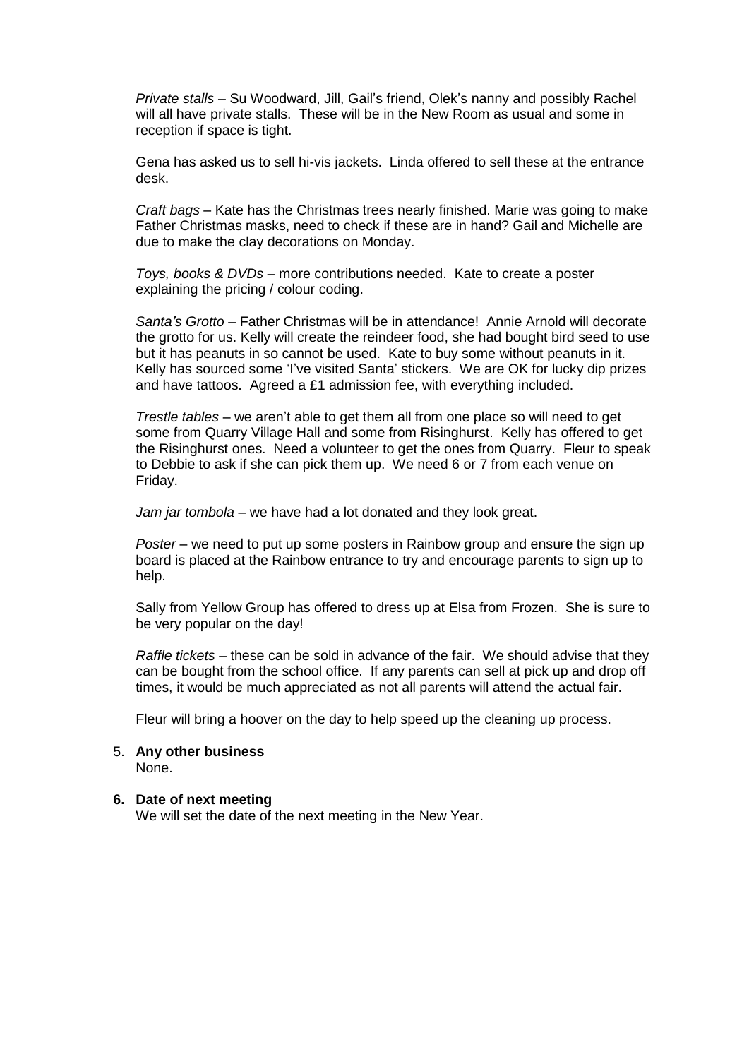*Private stalls* – Su Woodward, Jill, Gail's friend, Olek's nanny and possibly Rachel will all have private stalls. These will be in the New Room as usual and some in reception if space is tight.

Gena has asked us to sell hi-vis jackets. Linda offered to sell these at the entrance desk.

*Craft bags* – Kate has the Christmas trees nearly finished. Marie was going to make Father Christmas masks, need to check if these are in hand? Gail and Michelle are due to make the clay decorations on Monday.

*Toys, books & DVDs* – more contributions needed. Kate to create a poster explaining the pricing / colour coding.

*Santa's Grotto* – Father Christmas will be in attendance! Annie Arnold will decorate the grotto for us. Kelly will create the reindeer food, she had bought bird seed to use but it has peanuts in so cannot be used. Kate to buy some without peanuts in it. Kelly has sourced some 'I've visited Santa' stickers. We are OK for lucky dip prizes and have tattoos. Agreed a £1 admission fee, with everything included.

*Trestle tables* – we aren't able to get them all from one place so will need to get some from Quarry Village Hall and some from Risinghurst. Kelly has offered to get the Risinghurst ones. Need a volunteer to get the ones from Quarry. Fleur to speak to Debbie to ask if she can pick them up. We need 6 or 7 from each venue on Friday.

*Jam jar tombola* – we have had a lot donated and they look great.

*Poster* – we need to put up some posters in Rainbow group and ensure the sign up board is placed at the Rainbow entrance to try and encourage parents to sign up to help.

Sally from Yellow Group has offered to dress up at Elsa from Frozen. She is sure to be very popular on the day!

*Raffle tickets* – these can be sold in advance of the fair. We should advise that they can be bought from the school office. If any parents can sell at pick up and drop off times, it would be much appreciated as not all parents will attend the actual fair.

Fleur will bring a hoover on the day to help speed up the cleaning up process.

5. **Any other business**
   None.

6. **Date of next meeting**
   We will set the date of the next meeting in the New Year.